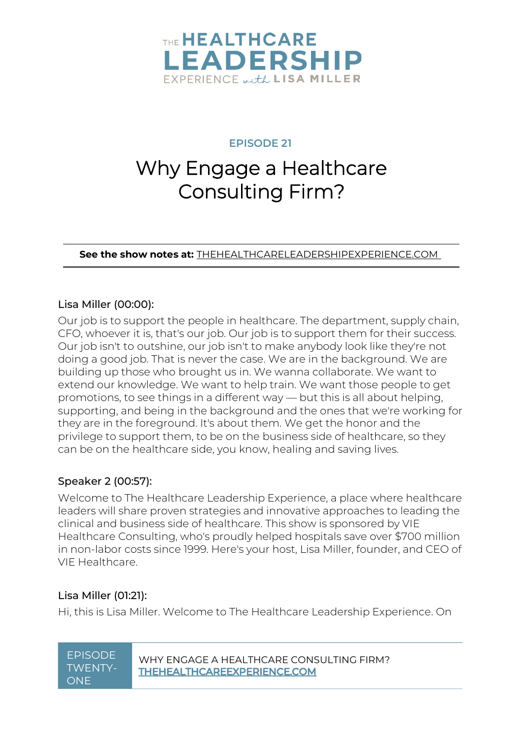THE HEALTHCARE LEADERSHIP EXPERIENCE with LISA MILLER

EPISODE 21

# Why Engage a Healthcare Consulting Firm?

**See the show notes at:** THEHEALTHCARELEADERSHIPEXPERIENCE.COM

Lisa Miller (00:00):

Our job is to support the people in healthcare. The department, supply chain, CFO, whoever it is, that's our job. Our job is to support them for their success. Our job isn't to outshine, our job isn't to make anybody look like they're not doing a good job. That is never the case. We are in the background. We are building up those who brought us in. We wanna collaborate. We want to extend our knowledge. We want to help train. We want those people to get promotions, to see things in a different way — but this is all about helping, supporting, and being in the background and the ones that we're working for they are in the foreground. It's about them. We get the honor and the privilege to support them, to be on the business side of healthcare, so they can be on the healthcare side, you know, healing and saving lives.

Speaker 2 (00:57):

Welcome to The Healthcare Leadership Experience, a place where healthcare leaders will share proven strategies and innovative approaches to leading the clinical and business side of healthcare. This show is sponsored by VIE Healthcare Consulting, who's proudly helped hospitals save over $700 million in non-labor costs since 1999. Here's your host, Lisa Miller, founder, and CEO of VIE Healthcare.

Lisa Miller (01:21):

Hi, this is Lisa Miller. Welcome to The Healthcare Leadership Experience. On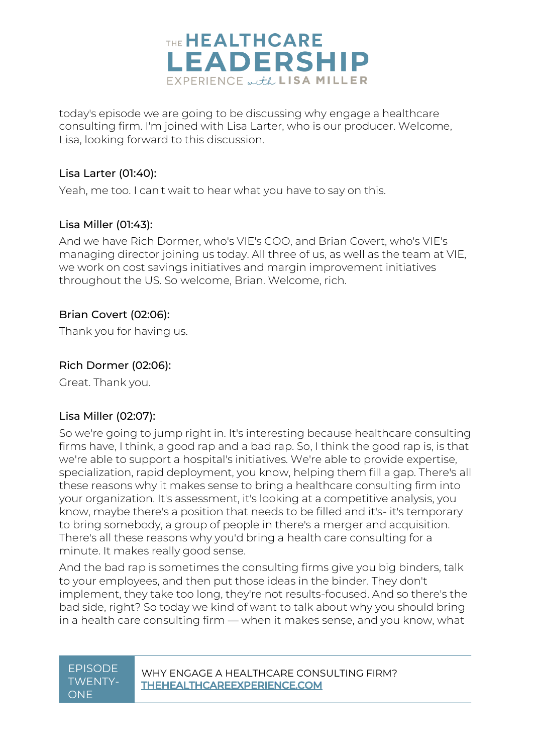today's episode we are going to be discussing why engage a healthcare consulting firm. I'm joined with Lisa Larter, who is our producer. Welcome, Lisa, looking forward to this discussion.

Lisa Larter (01:40):

Yeah, me too. I can't wait to hear what you have to say on this.

Lisa Miller (01:43):

And we have Rich Dormer, who's VIE's COO, and Brian Covert, who's VIE's managing director joining us today. All three of us, as well as the team at VIE, we work on cost savings initiatives and margin improvement initiatives throughout the US. So welcome, Brian. Welcome, rich.

Brian Covert (02:06):

Thank you for having us.

Rich Dormer (02:06):

Great. Thank you.

Lisa Miller (02:07):

So we're going to jump right in. It's interesting because healthcare consulting firms have, I think, a good rap and a bad rap. So, I think the good rap is, is that we're able to support a hospital's initiatives. We're able to provide expertise, specialization, rapid deployment, you know, helping them fill a gap. There's all these reasons why it makes sense to bring a healthcare consulting firm into your organization. It's assessment, it's looking at a competitive analysis, you know, maybe there's a position that needs to be filled and it's- it's temporary to bring somebody, a group of people in there's a merger and acquisition. There's all these reasons why you'd bring a health care consulting for a minute. It makes really good sense.

And the bad rap is sometimes the consulting firms give you big binders, talk to your employees, and then put those ideas in the binder. They don't implement, they take too long, they're not results-focused. And so there's the bad side, right? So today we kind of want to talk about why you should bring in a health care consulting firm — when it makes sense, and you know, what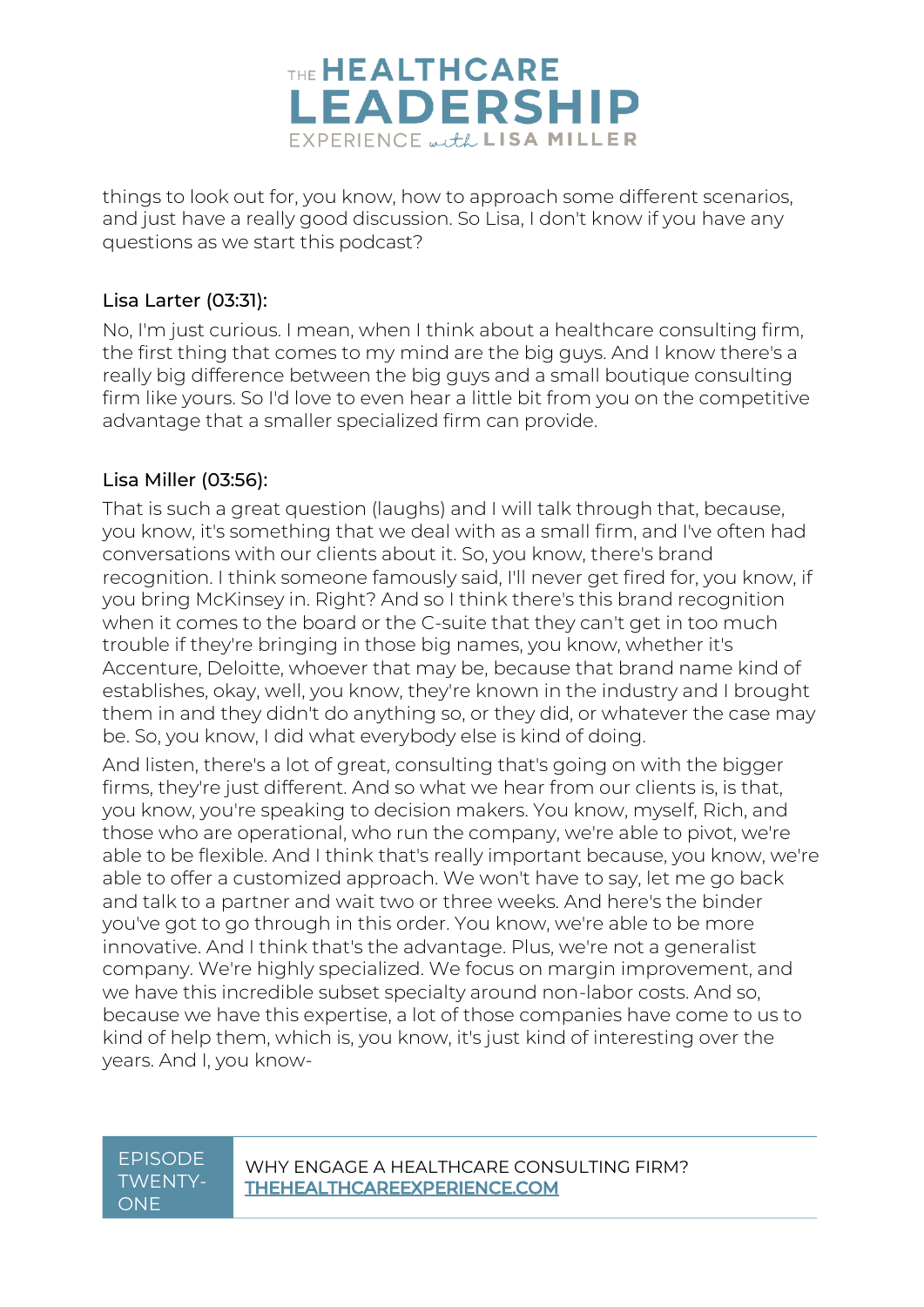things to look out for, you know, how to approach some different scenarios, and just have a really good discussion. So Lisa, I don't know if you have any questions as we start this podcast?

**Lisa Larter (03:31):**

No, I'm just curious. I mean, when I think about a healthcare consulting firm, the first thing that comes to my mind are the big guys. And I know there's a really big difference between the big guys and a small boutique consulting firm like yours. So I'd love to even hear a little bit from you on the competitive advantage that a smaller specialized firm can provide.

**Lisa Miller (03:56):**

That is such a great question (laughs) and I will talk through that, because, you know, it's something that we deal with as a small firm, and I've often had conversations with our clients about it. So, you know, there's brand recognition. I think someone famously said, I'll never get fired for, you know, if you bring McKinsey in. Right? And so I think there's this brand recognition when it comes to the board or the C-suite that they can't get in too much trouble if they're bringing in those big names, you know, whether it's Accenture, Deloitte, whoever that may be, because that brand name kind of establishes, okay, well, you know, they're known in the industry and I brought them in and they didn't do anything so, or they did, or whatever the case may be. So, you know, I did what everybody else is kind of doing.

And listen, there's a lot of great, consulting that's going on with the bigger firms, they're just different. And so what we hear from our clients is, is that, you know, you're speaking to decision makers. You know, myself, Rich, and those who are operational, who run the company, we're able to pivot, we're able to be flexible. And I think that's really important because, you know, we're able to offer a customized approach. We won't have to say, let me go back and talk to a partner and wait two or three weeks. And here's the binder you've got to go through in this order. You know, we're able to be more innovative. And I think that's the advantage. Plus, we're not a generalist company. We're highly specialized. We focus on margin improvement, and we have this incredible subset specialty around non-labor costs. And so, because we have this expertise, a lot of those companies have come to us to kind of help them, which is, you know, it's just kind of interesting over the years. And I, you know-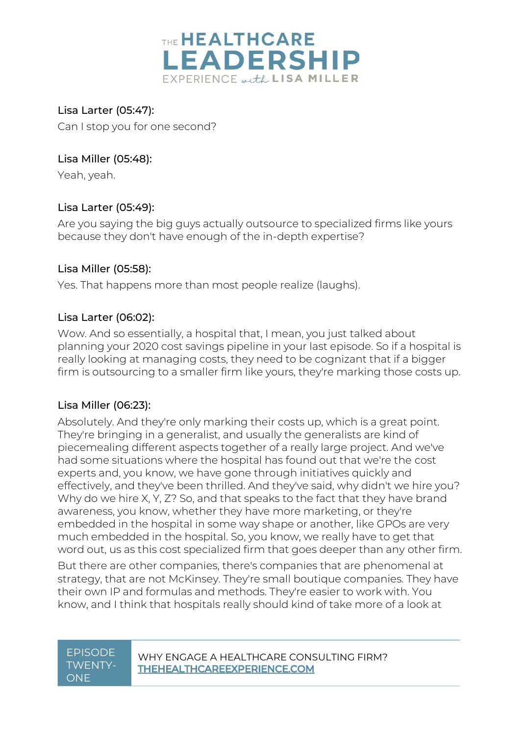Lisa Larter (05:47):

Can I stop you for one second?

Lisa Miller (05:48):

Yeah, yeah.

Lisa Larter (05:49):

Are you saying the big guys actually outsource to specialized firms like yours because they don't have enough of the in-depth expertise?

Lisa Miller (05:58):

Yes. That happens more than most people realize (laughs).

Lisa Larter (06:02):

Wow. And so essentially, a hospital that, I mean, you just talked about planning your 2020 cost savings pipeline in your last episode. So if a hospital is really looking at managing costs, they need to be cognizant that if a bigger firm is outsourcing to a smaller firm like yours, they're marking those costs up.

Lisa Miller (06:23):

Absolutely. And they're only marking their costs up, which is a great point. They're bringing in a generalist, and usually the generalists are kind of piecemealing different aspects together of a really large project. And we've had some situations where the hospital has found out that we're the cost experts and, you know, we have gone through initiatives quickly and effectively, and they've been thrilled. And they've said, why didn't we hire you? Why do we hire X, Y, Z? So, and that speaks to the fact that they have brand awareness, you know, whether they have more marketing, or they're embedded in the hospital in some way shape or another, like GPOs are very much embedded in the hospital. So, you know, we really have to get that word out, us as this cost specialized firm that goes deeper than any other firm.

But there are other companies, there's companies that are phenomenal at strategy, that are not McKinsey. They're small boutique companies. They have their own IP and formulas and methods. They're easier to work with. You know, and I think that hospitals really should kind of take more of a look at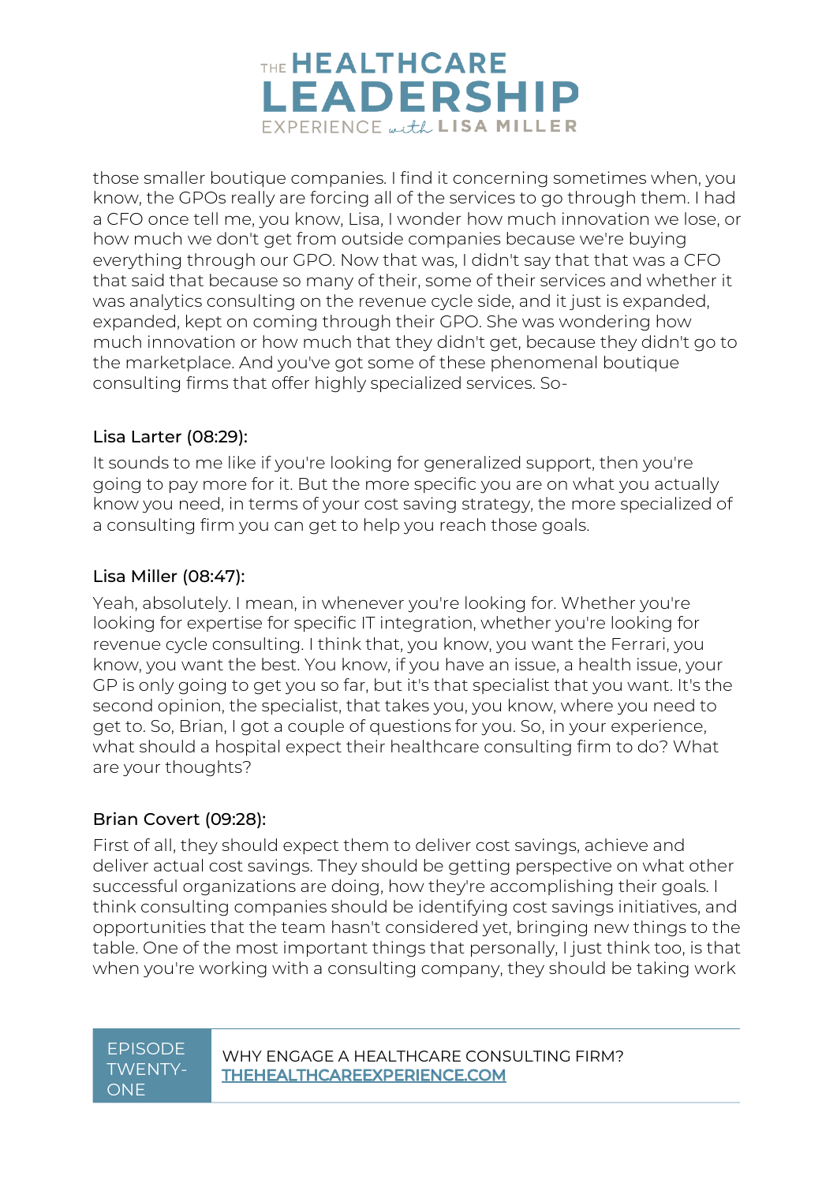those smaller boutique companies. I find it concerning sometimes when, you know, the GPOs really are forcing all of the services to go through them. I had a CFO once tell me, you know, Lisa, I wonder how much innovation we lose, or how much we don't get from outside companies because we're buying everything through our GPO. Now that was, I didn't say that that was a CFO that said that because so many of their, some of their services and whether it was analytics consulting on the revenue cycle side, and it just is expanded, expanded, kept on coming through their GPO. She was wondering how much innovation or how much that they didn't get, because they didn't go to the marketplace. And you've got some of these phenomenal boutique consulting firms that offer highly specialized services. So-

Lisa Larter (08:29):

It sounds to me like if you're looking for generalized support, then you're going to pay more for it. But the more specific you are on what you actually know you need, in terms of your cost saving strategy, the more specialized of a consulting firm you can get to help you reach those goals.

Lisa Miller (08:47):

Yeah, absolutely. I mean, in whenever you're looking for. Whether you're looking for expertise for specific IT integration, whether you're looking for revenue cycle consulting. I think that, you know, you want the Ferrari, you know, you want the best. You know, if you have an issue, a health issue, your GP is only going to get you so far, but it's that specialist that you want. It's the second opinion, the specialist, that takes you, you know, where you need to get to. So, Brian, I got a couple of questions for you. So, in your experience, what should a hospital expect their healthcare consulting firm to do? What are your thoughts?

Brian Covert (09:28):

First of all, they should expect them to deliver cost savings, achieve and deliver actual cost savings. They should be getting perspective on what other successful organizations are doing, how they're accomplishing their goals. I think consulting companies should be identifying cost savings initiatives, and opportunities that the team hasn't considered yet, bringing new things to the table. One of the most important things that personally, I just think too, is that when you're working with a consulting company, they should be taking work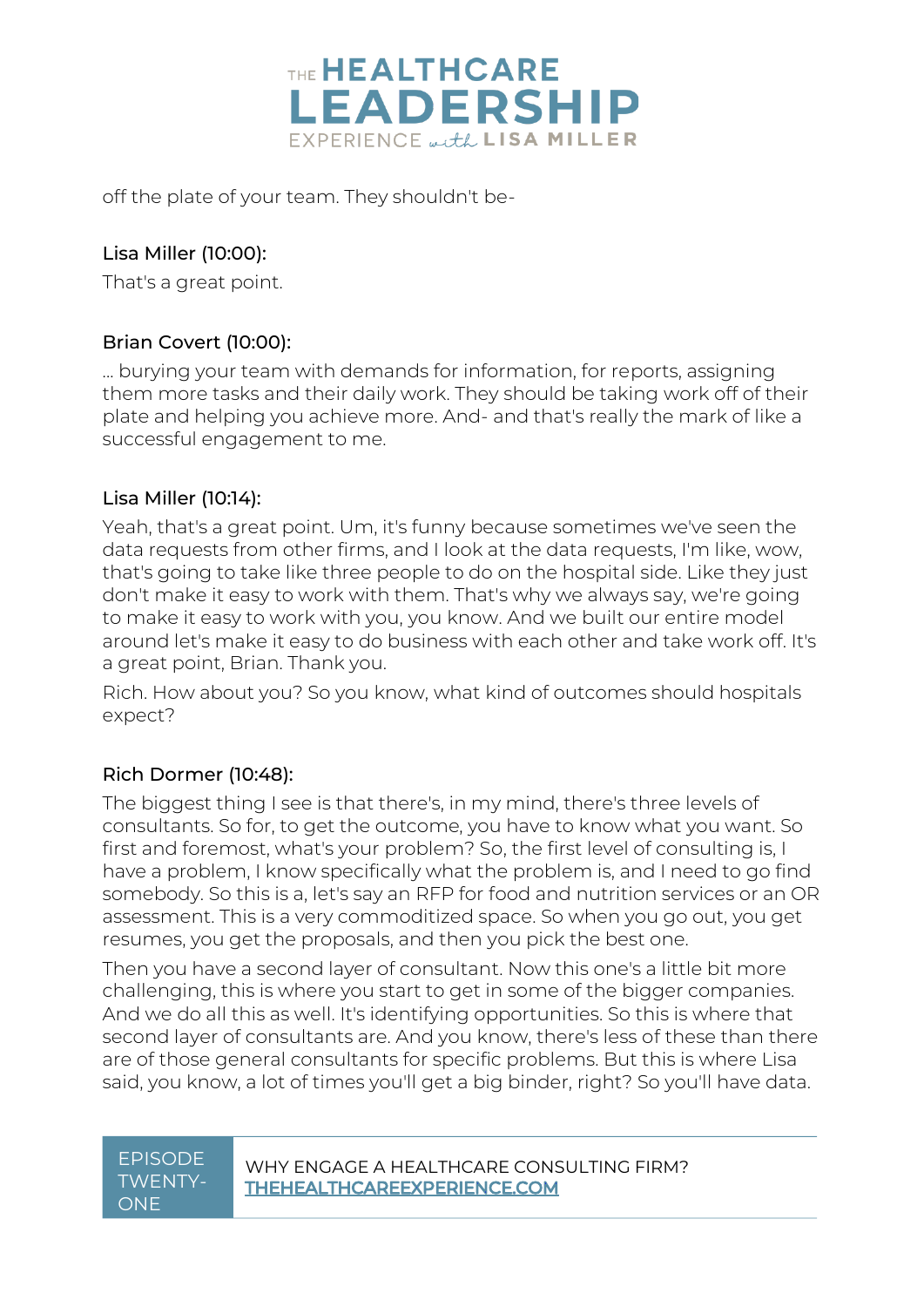off the plate of your team. They shouldn't be-

**Lisa Miller (10:00):**
That's a great point.

**Brian Covert (10:00):**
... burying your team with demands for information, for reports, assigning them more tasks and their daily work. They should be taking work off of their plate and helping you achieve more. And- and that's really the mark of like a successful engagement to me.

**Lisa Miller (10:14):**
Yeah, that's a great point. Um, it's funny because sometimes we've seen the data requests from other firms, and I look at the data requests, I'm like, wow, that's going to take like three people to do on the hospital side. Like they just don't make it easy to work with them. That's why we always say, we're going to make it easy to work with you, you know. And we built our entire model around let's make it easy to do business with each other and take work off. It's a great point, Brian. Thank you.

Rich. How about you? So you know, what kind of outcomes should hospitals expect?

**Rich Dormer (10:48):**
The biggest thing I see is that there's, in my mind, there's three levels of consultants. So for, to get the outcome, you have to know what you want. So first and foremost, what's your problem? So, the first level of consulting is, I have a problem, I know specifically what the problem is, and I need to go find somebody. So this is a, let's say an RFP for food and nutrition services or an OR assessment. This is a very commoditized space. So when you go out, you get resumes, you get the proposals, and then you pick the best one.

Then you have a second layer of consultant. Now this one's a little bit more challenging, this is where you start to get in some of the bigger companies. And we do all this as well. It's identifying opportunities. So this is where that second layer of consultants are. And you know, there's less of these than there are of those general consultants for specific problems. But this is where Lisa said, you know, a lot of times you'll get a big binder, right? So you'll have data.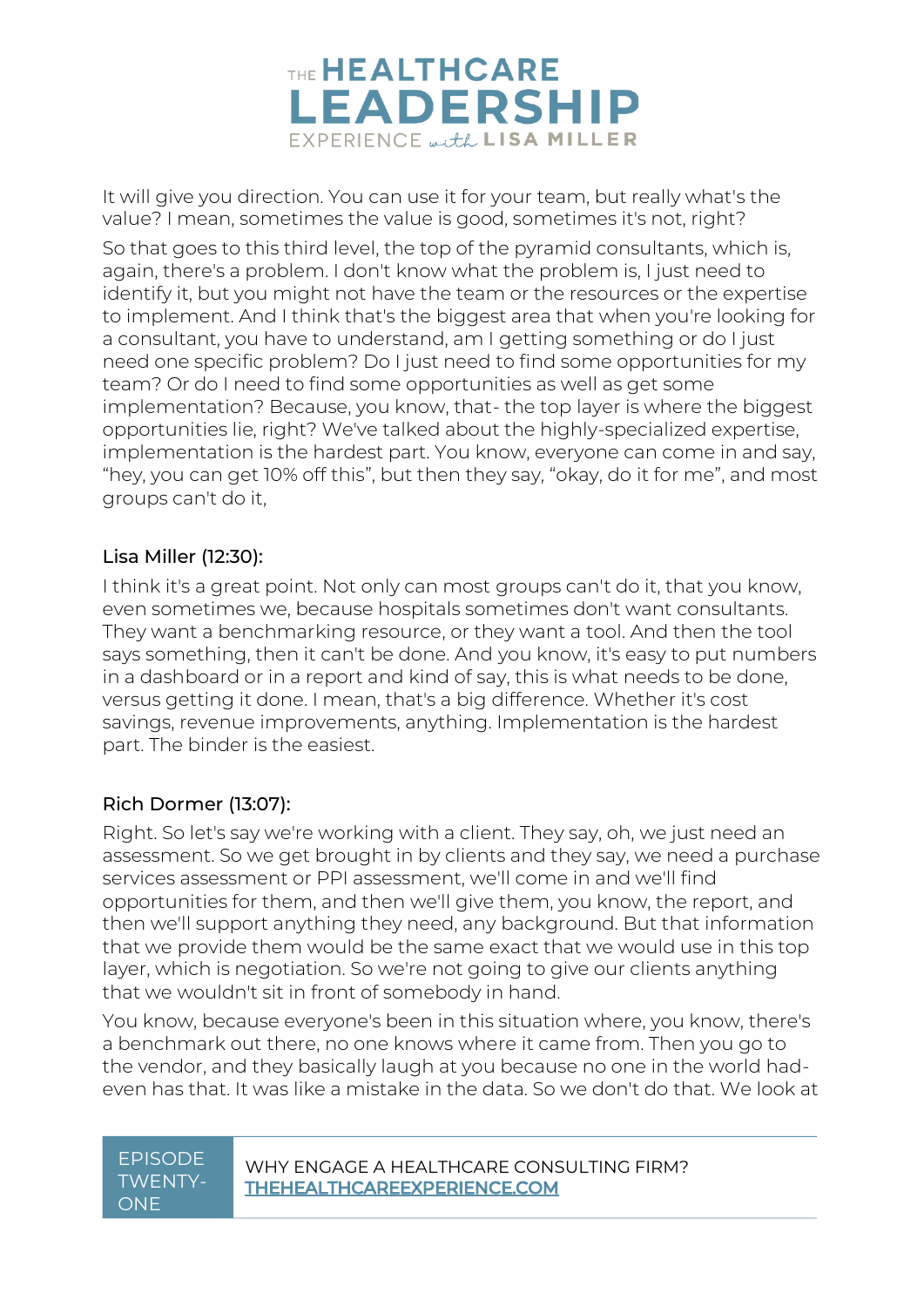It will give you direction. You can use it for your team, but really what's the value? I mean, sometimes the value is good, sometimes it's not, right?

So that goes to this third level, the top of the pyramid consultants, which is, again, there's a problem. I don't know what the problem is, I just need to identify it, but you might not have the team or the resources or the expertise to implement. And I think that's the biggest area that when you're looking for a consultant, you have to understand, am I getting something or do I just need one specific problem? Do I just need to find some opportunities for my team? Or do I need to find some opportunities as well as get some implementation? Because, you know, that- the top layer is where the biggest opportunities lie, right? We've talked about the highly-specialized expertise, implementation is the hardest part. You know, everyone can come in and say, "hey, you can get 10% off this", but then they say, "okay, do it for me", and most groups can't do it,

### Lisa Miller (12:30):

I think it's a great point. Not only can most groups can't do it, that you know, even sometimes we, because hospitals sometimes don't want consultants. They want a benchmarking resource, or they want a tool. And then the tool says something, then it can't be done. And you know, it's easy to put numbers in a dashboard or in a report and kind of say, this is what needs to be done, versus getting it done. I mean, that's a big difference. Whether it's cost savings, revenue improvements, anything. Implementation is the hardest part. The binder is the easiest.

### Rich Dormer (13:07):

Right. So let's say we're working with a client. They say, oh, we just need an assessment. So we get brought in by clients and they say, we need a purchase services assessment or PPI assessment, we'll come in and we'll find opportunities for them, and then we'll give them, you know, the report, and then we'll support anything they need, any background. But that information that we provide them would be the same exact that we would use in this top layer, which is negotiation. So we're not going to give our clients anything that we wouldn't sit in front of somebody in hand.

You know, because everyone's been in this situation where, you know, there's a benchmark out there, no one knows where it came from. Then you go to the vendor, and they basically laugh at you because no one in the world had- even has that. It was like a mistake in the data. So we don't do that. We look at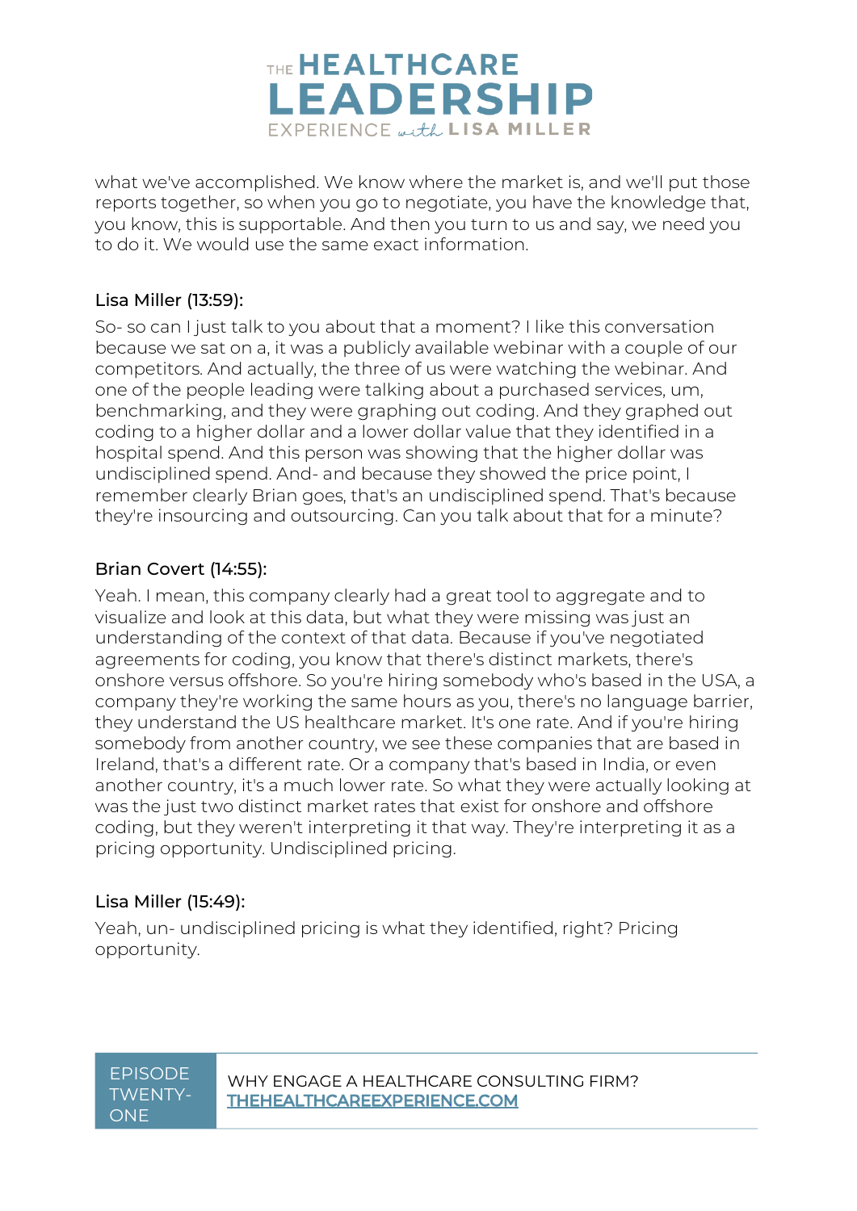what we've accomplished. We know where the market is, and we'll put those reports together, so when you go to negotiate, you have the knowledge that, you know, this is supportable. And then you turn to us and say, we need you to do it. We would use the same exact information.

**Lisa Miller (13:59):**

So- so can I just talk to you about that a moment? I like this conversation because we sat on a, it was a publicly available webinar with a couple of our competitors. And actually, the three of us were watching the webinar. And one of the people leading were talking about a purchased services, um, benchmarking, and they were graphing out coding. And they graphed out coding to a higher dollar and a lower dollar value that they identified in a hospital spend. And this person was showing that the higher dollar was undisciplined spend. And- and because they showed the price point, I remember clearly Brian goes, that's an undisciplined spend. That's because they're insourcing and outsourcing. Can you talk about that for a minute?

**Brian Covert (14:55):**

Yeah. I mean, this company clearly had a great tool to aggregate and to visualize and look at this data, but what they were missing was just an understanding of the context of that data. Because if you've negotiated agreements for coding, you know that there's distinct markets, there's onshore versus offshore. So you're hiring somebody who's based in the USA, a company they're working the same hours as you, there's no language barrier, they understand the US healthcare market. It's one rate. And if you're hiring somebody from another country, we see these companies that are based in Ireland, that's a different rate. Or a company that's based in India, or even another country, it's a much lower rate. So what they were actually looking at was the just two distinct market rates that exist for onshore and offshore coding, but they weren't interpreting it that way. They're interpreting it as a pricing opportunity. Undisciplined pricing.

**Lisa Miller (15:49):**

Yeah, un- undisciplined pricing is what they identified, right? Pricing opportunity.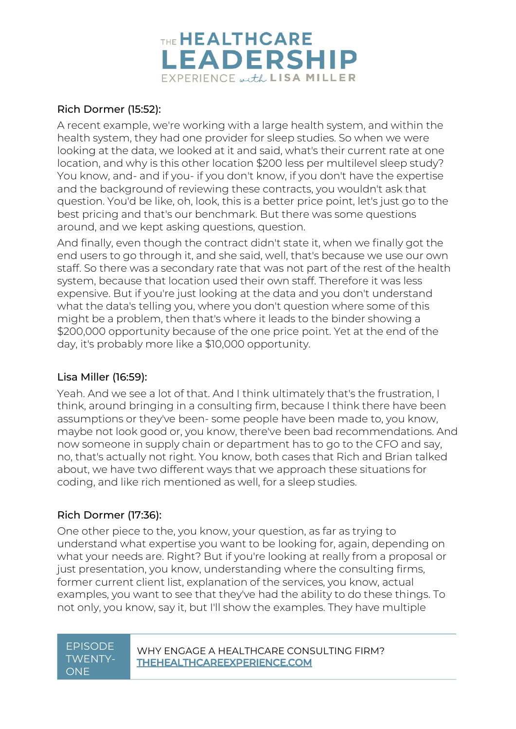Rich Dormer (15:52):

A recent example, we're working with a large health system, and within the health system, they had one provider for sleep studies. So when we were looking at the data, we looked at it and said, what's their current rate at one location, and why is this other location $200 less per multilevel sleep study? You know, and- and if you- if you don't know, if you don't have the expertise and the background of reviewing these contracts, you wouldn't ask that question. You'd be like, oh, look, this is a better price point, let's just go to the best pricing and that's our benchmark. But there was some questions around, and we kept asking questions, question.

And finally, even though the contract didn't state it, when we finally got the end users to go through it, and she said, well, that's because we use our own staff. So there was a secondary rate that was not part of the rest of the health system, because that location used their own staff. Therefore it was less expensive. But if you're just looking at the data and you don't understand what the data's telling you, where you don't question where some of this might be a problem, then that's where it leads to the binder showing a $200,000 opportunity because of the one price point. Yet at the end of the day, it's probably more like a $10,000 opportunity.

Lisa Miller (16:59):

Yeah. And we see a lot of that. And I think ultimately that's the frustration, I think, around bringing in a consulting firm, because I think there have been assumptions or they've been- some people have been made to, you know, maybe not look good or, you know, there've been bad recommendations. And now someone in supply chain or department has to go to the CFO and say, no, that's actually not right. You know, both cases that Rich and Brian talked about, we have two different ways that we approach these situations for coding, and like rich mentioned as well, for a sleep studies.

Rich Dormer (17:36):

One other piece to the, you know, your question, as far as trying to understand what expertise you want to be looking for, again, depending on what your needs are. Right? But if you're looking at really from a proposal or just presentation, you know, understanding where the consulting firms, former current client list, explanation of the services, you know, actual examples, you want to see that they've had the ability to do these things. To not only, you know, say it, but I'll show the examples. They have multiple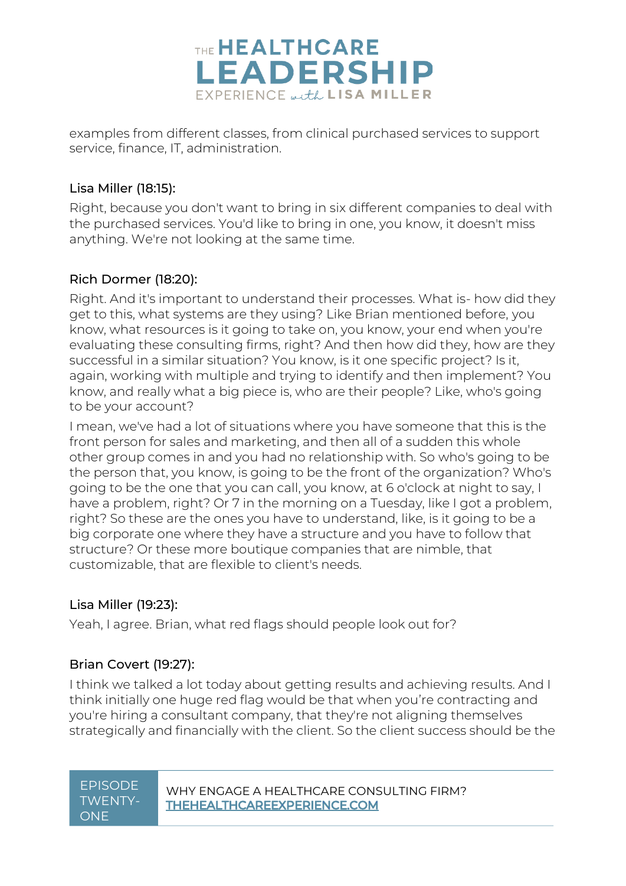examples from different classes, from clinical purchased services to support service, finance, IT, administration.

Lisa Miller (18:15):

Right, because you don't want to bring in six different companies to deal with the purchased services. You'd like to bring in one, you know, it doesn't miss anything. We're not looking at the same time.

Rich Dormer (18:20):

Right. And it's important to understand their processes. What is- how did they get to this, what systems are they using? Like Brian mentioned before, you know, what resources is it going to take on, you know, your end when you're evaluating these consulting firms, right? And then how did they, how are they successful in a similar situation? You know, is it one specific project? Is it, again, working with multiple and trying to identify and then implement? You know, and really what a big piece is, who are their people? Like, who's going to be your account?

I mean, we've had a lot of situations where you have someone that this is the front person for sales and marketing, and then all of a sudden this whole other group comes in and you had no relationship with. So who's going to be the person that, you know, is going to be the front of the organization? Who's going to be the one that you can call, you know, at 6 o'clock at night to say, I have a problem, right? Or 7 in the morning on a Tuesday, like I got a problem, right? So these are the ones you have to understand, like, is it going to be a big corporate one where they have a structure and you have to follow that structure? Or these more boutique companies that are nimble, that customizable, that are flexible to client's needs.

Lisa Miller (19:23):

Yeah, I agree. Brian, what red flags should people look out for?

Brian Covert (19:27):

I think we talked a lot today about getting results and achieving results. And I think initially one huge red flag would be that when you're contracting and you're hiring a consultant company, that they're not aligning themselves strategically and financially with the client. So the client success should be the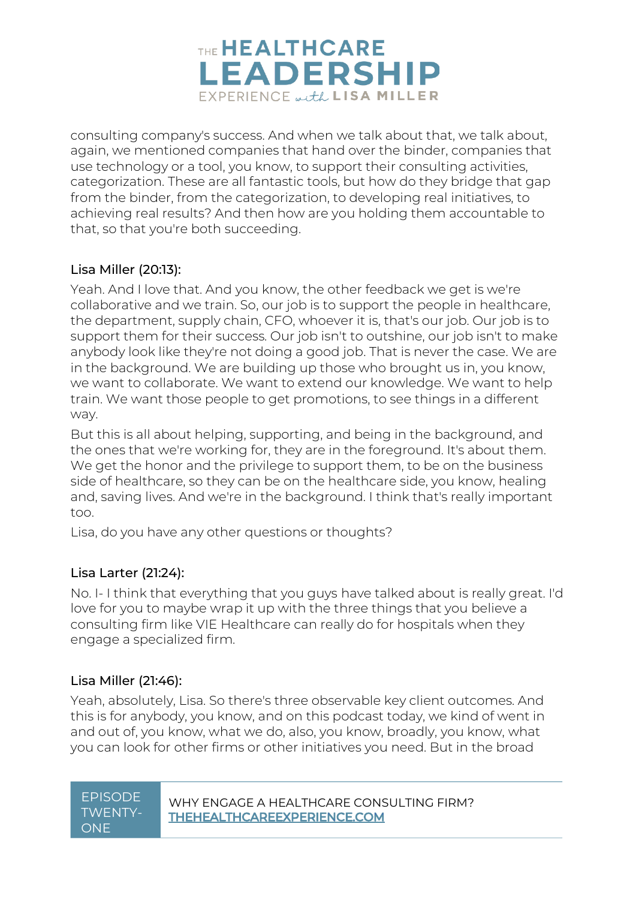consulting company's success. And when we talk about that, we talk about, again, we mentioned companies that hand over the binder, companies that use technology or a tool, you know, to support their consulting activities, categorization. These are all fantastic tools, but how do they bridge that gap from the binder, from the categorization, to developing real initiatives, to achieving real results? And then how are you holding them accountable to that, so that you're both succeeding.

### Lisa Miller (20:13):

Yeah. And I love that. And you know, the other feedback we get is we're collaborative and we train. So, our job is to support the people in healthcare, the department, supply chain, CFO, whoever it is, that's our job. Our job is to support them for their success. Our job isn't to outshine, our job isn't to make anybody look like they're not doing a good job. That is never the case. We are in the background. We are building up those who brought us in, you know, we want to collaborate. We want to extend our knowledge. We want to help train. We want those people to get promotions, to see things in a different way.

But this is all about helping, supporting, and being in the background, and the ones that we're working for, they are in the foreground. It's about them. We get the honor and the privilege to support them, to be on the business side of healthcare, so they can be on the healthcare side, you know, healing and, saving lives. And we're in the background. I think that's really important too.

Lisa, do you have any other questions or thoughts?

### Lisa Larter (21:24):

No. I- I think that everything that you guys have talked about is really great. I'd love for you to maybe wrap it up with the three things that you believe a consulting firm like VIE Healthcare can really do for hospitals when they engage a specialized firm.

### Lisa Miller (21:46):

Yeah, absolutely, Lisa. So there's three observable key client outcomes. And this is for anybody, you know, and on this podcast today, we kind of went in and out of, you know, what we do, also, you know, broadly, you know, what you can look for other firms or other initiatives you need. But in the broad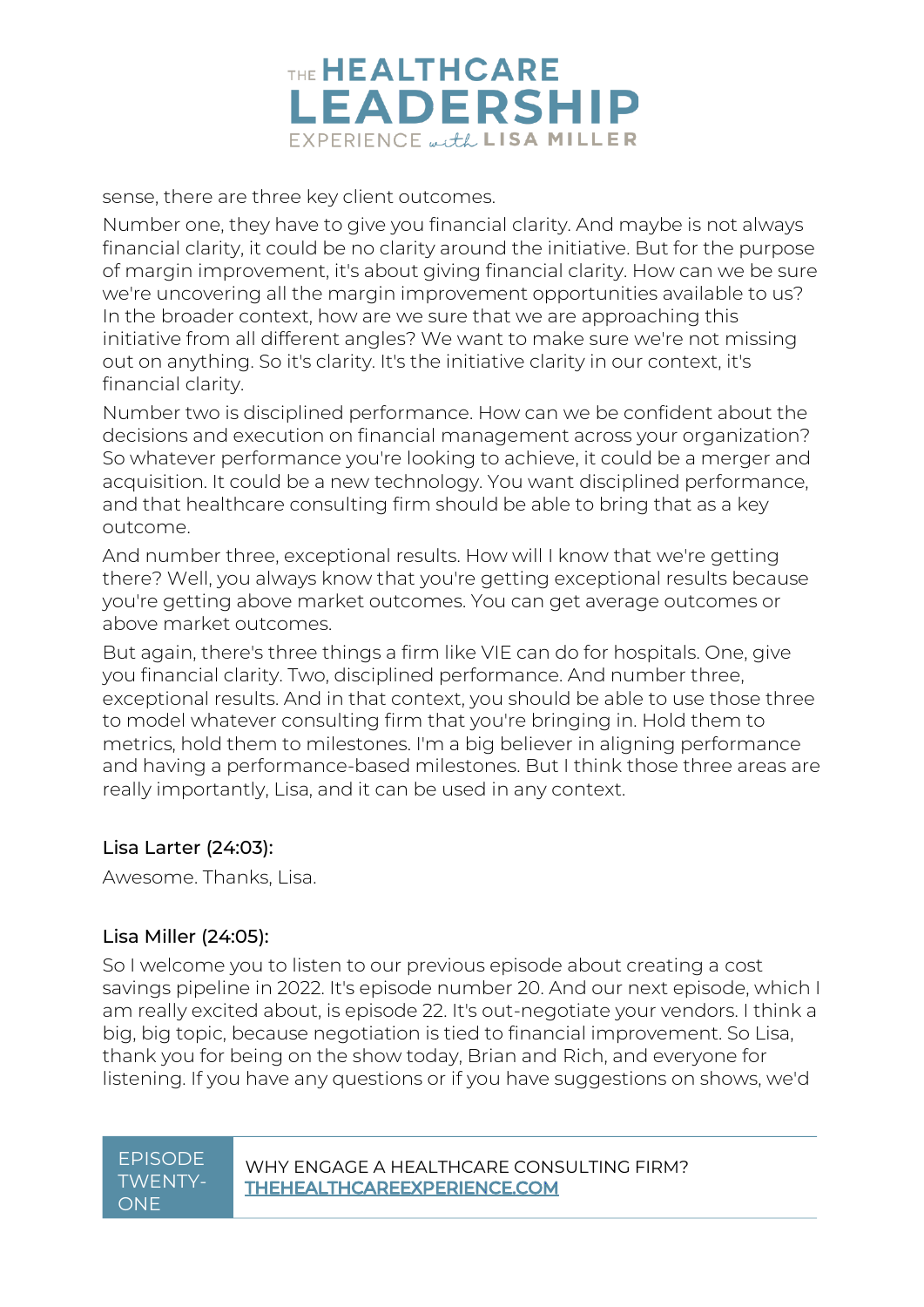sense, there are three key client outcomes.

Number one, they have to give you financial clarity. And maybe is not always financial clarity, it could be no clarity around the initiative. But for the purpose of margin improvement, it's about giving financial clarity. How can we be sure we're uncovering all the margin improvement opportunities available to us? In the broader context, how are we sure that we are approaching this initiative from all different angles? We want to make sure we're not missing out on anything. So it's clarity. It's the initiative clarity in our context, it's financial clarity.

Number two is disciplined performance. How can we be confident about the decisions and execution on financial management across your organization? So whatever performance you're looking to achieve, it could be a merger and acquisition. It could be a new technology. You want disciplined performance, and that healthcare consulting firm should be able to bring that as a key outcome.

And number three, exceptional results. How will I know that we're getting there? Well, you always know that you're getting exceptional results because you're getting above market outcomes. You can get average outcomes or above market outcomes.

But again, there's three things a firm like VIE can do for hospitals. One, give you financial clarity. Two, disciplined performance. And number three, exceptional results. And in that context, you should be able to use those three to model whatever consulting firm that you're bringing in. Hold them to metrics, hold them to milestones. I'm a big believer in aligning performance and having a performance-based milestones. But I think those three areas are really importantly, Lisa, and it can be used in any context.

### Lisa Larter (24:03):

Awesome. Thanks, Lisa.

### Lisa Miller (24:05):

So I welcome you to listen to our previous episode about creating a cost savings pipeline in 2022. It's episode number 20. And our next episode, which I am really excited about, is episode 22. It's out-negotiate your vendors. I think a big, big topic, because negotiation is tied to financial improvement. So Lisa, thank you for being on the show today, Brian and Rich, and everyone for listening. If you have any questions or if you have suggestions on shows, we'd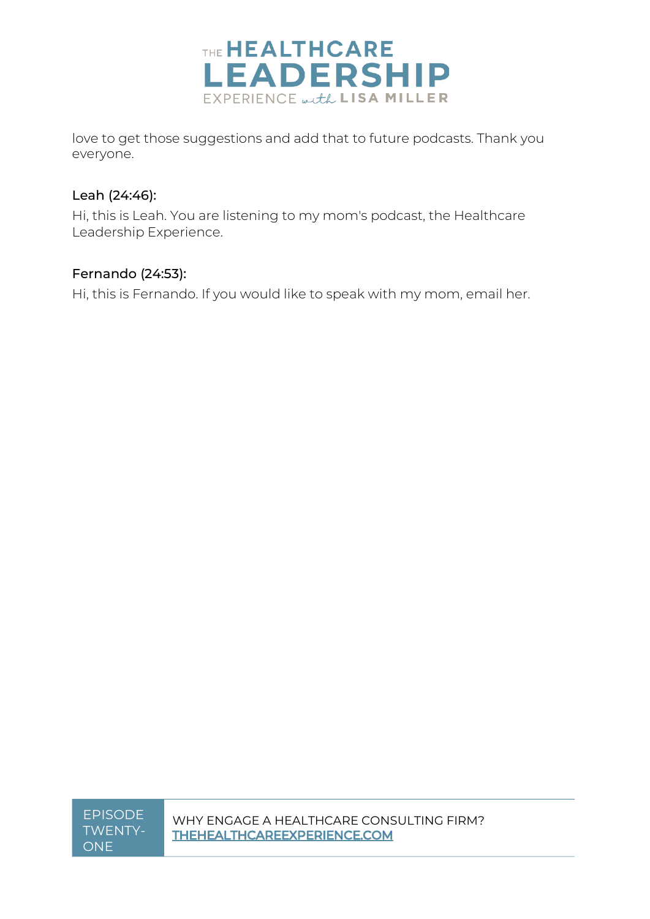love to get those suggestions and add that to future podcasts. Thank you everyone.

Leah (24:46):

Hi, this is Leah. You are listening to my mom's podcast, the Healthcare Leadership Experience.

Fernando (24:53):

Hi, this is Fernando. If you would like to speak with my mom, email her.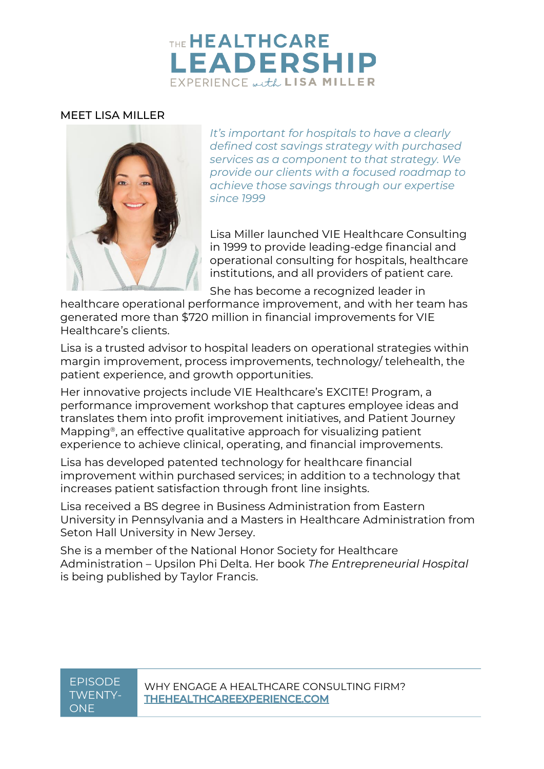# THE HEALTHCARE LEADERSHIP EXPERIENCE with LISA MILLER

## MEET LISA MILLER

*It's important for hospitals to have a clearly defined cost savings strategy with purchased services as a component to that strategy. We provide our clients with a focused roadmap to achieve those savings through our expertise since 1999*

Lisa Miller launched VIE Healthcare Consulting in 1999 to provide leading-edge financial and operational consulting for hospitals, healthcare institutions, and all providers of patient care.

She has become a recognized leader in healthcare operational performance improvement, and with her team has generated more than $720 million in financial improvements for VIE Healthcare's clients.

Lisa is a trusted advisor to hospital leaders on operational strategies within margin improvement, process improvements, technology/ telehealth, the patient experience, and growth opportunities.

Her innovative projects include VIE Healthcare's EXCITE! Program, a performance improvement workshop that captures employee ideas and translates them into profit improvement initiatives, and Patient Journey Mapping®, an effective qualitative approach for visualizing patient experience to achieve clinical, operating, and financial improvements.

Lisa has developed patented technology for healthcare financial improvement within purchased services; in addition to a technology that increases patient satisfaction through front line insights.

Lisa received a BS degree in Business Administration from Eastern University in Pennsylvania and a Masters in Healthcare Administration from Seton Hall University in New Jersey.

She is a member of the National Honor Society for Healthcare Administration – Upsilon Phi Delta. Her book *The Entrepreneurial Hospital* is being published by Taylor Francis.

EPISODE TWENTY-ONE

WHY ENGAGE A HEALTHCARE CONSULTING FIRM?

[THEHEALTHCAREEXPERIENCE.COM](http://THEHEALTHCAREEXPERIENCE.COM)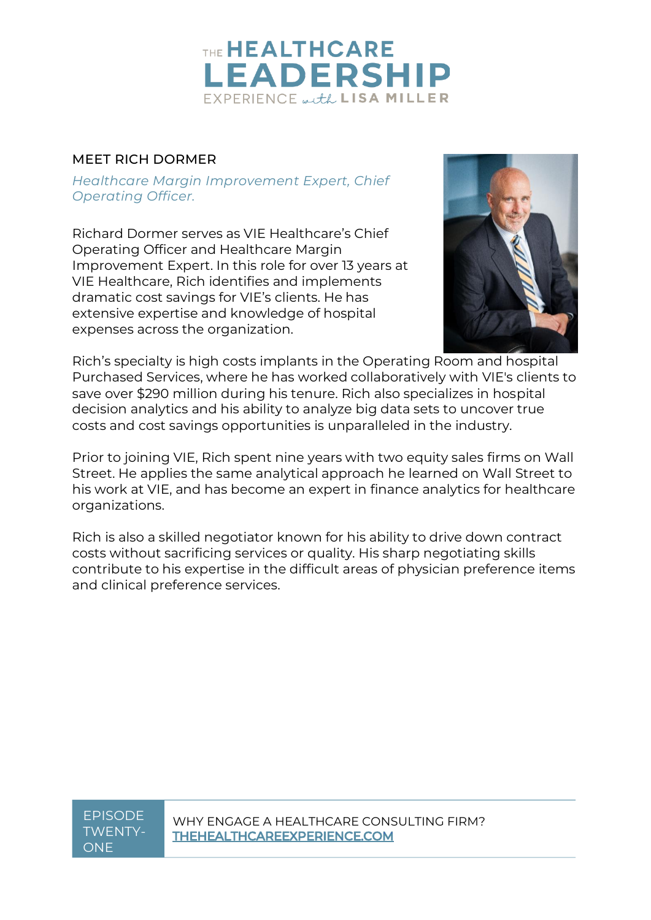# MEET RICH DORMER

*Healthcare Margin Improvement Expert, Chief Operating Officer.*

Richard Dormer serves as VIE Healthcare's Chief Operating Officer and Healthcare Margin Improvement Expert. In this role for over 13 years at VIE Healthcare, Rich identifies and implements dramatic cost savings for VIE's clients. He has extensive expertise and knowledge of hospital expenses across the organization.

Rich's specialty is high costs implants in the Operating Room and hospital Purchased Services, where he has worked collaboratively with VIE's clients to save over $290 million during his tenure. Rich also specializes in hospital decision analytics and his ability to analyze big data sets to uncover true costs and cost savings opportunities is unparalleled in the industry.

Prior to joining VIE, Rich spent nine years with two equity sales firms on Wall Street. He applies the same analytical approach he learned on Wall Street to his work at VIE, and has become an expert in finance analytics for healthcare organizations.

Rich is also a skilled negotiator known for his ability to drive down contract costs without sacrificing services or quality. His sharp negotiating skills contribute to his expertise in the difficult areas of physician preference items and clinical preference services.

EPISODE TWENTY-ONE

WHY ENGAGE A HEALTHCARE CONSULTING FIRM?
THEHEALTHCAREEXPERIENCE.COM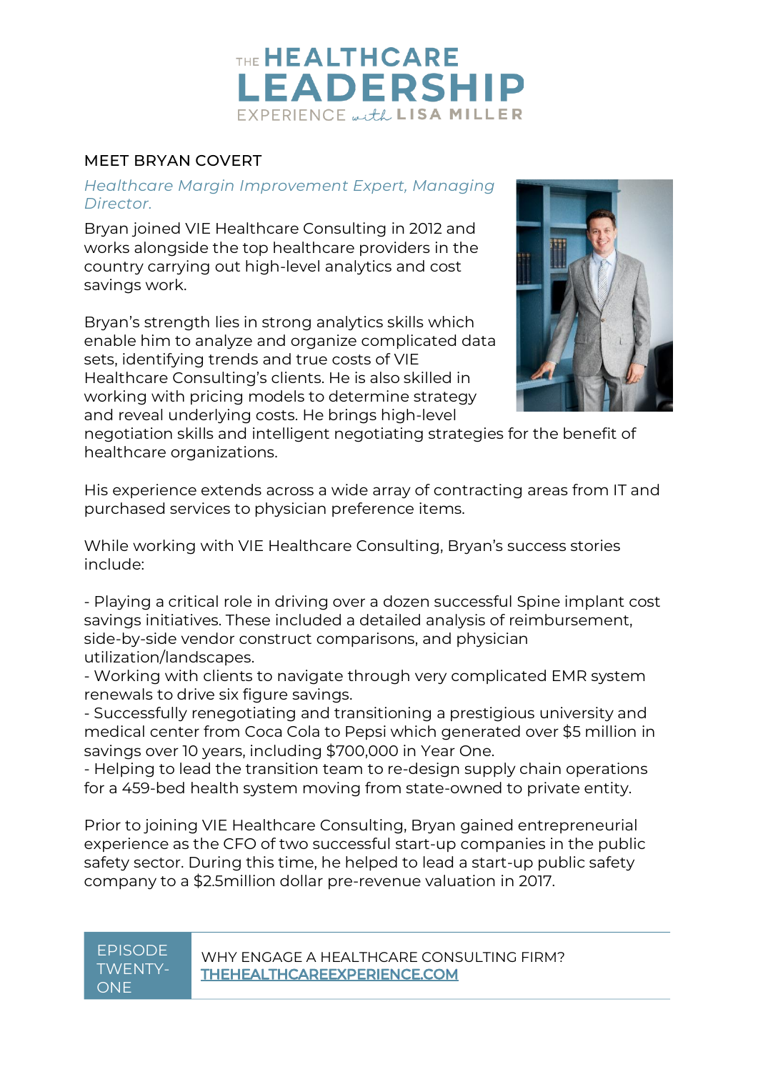# THE HEALTHCARE LEADERSHIP EXPERIENCE with LISA MILLER

## MEET BRYAN COVERT

*Healthcare Margin Improvement Expert, Managing Director.*

Bryan joined VIE Healthcare Consulting in 2012 and works alongside the top healthcare providers in the country carrying out high-level analytics and cost savings work.

Bryan's strength lies in strong analytics skills which enable him to analyze and organize complicated data sets, identifying trends and true costs of VIE Healthcare Consulting's clients. He is also skilled in working with pricing models to determine strategy and reveal underlying costs. He brings high-level negotiation skills and intelligent negotiating strategies for the benefit of healthcare organizations.

His experience extends across a wide array of contracting areas from IT and purchased services to physician preference items.

While working with VIE Healthcare Consulting, Bryan's success stories include:

- Playing a critical role in driving over a dozen successful Spine implant cost savings initiatives. These included a detailed analysis of reimbursement, side-by-side vendor construct comparisons, and physician utilization/landscapes.
- Working with clients to navigate through very complicated EMR system renewals to drive six figure savings.
- Successfully renegotiating and transitioning a prestigious university and medical center from Coca Cola to Pepsi which generated over $5 million in savings over 10 years, including $700,000 in Year One.
- Helping to lead the transition team to re-design supply chain operations for a 459-bed health system moving from state-owned to private entity.

Prior to joining VIE Healthcare Consulting, Bryan gained entrepreneurial experience as the CFO of two successful start-up companies in the public safety sector. During this time, he helped to lead a start-up public safety company to a $2.5million dollar pre-revenue valuation in 2017.

EPISODE TWENTY-ONE

WHY ENGAGE A HEALTHCARE CONSULTING FIRM?
THEHEALTHCAREEXPERIENCE.COM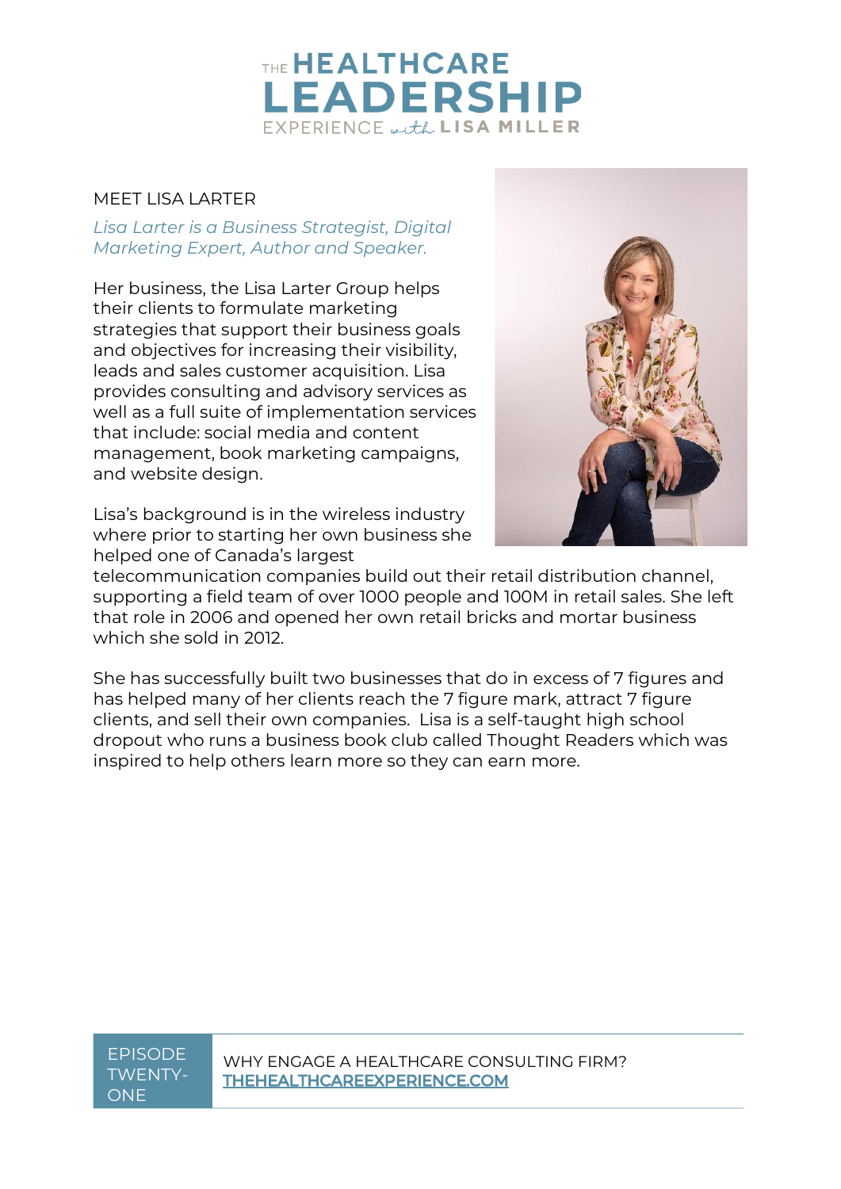# THE HEALTHCARE LEADERSHIP EXPERIENCE with LISA MILLER

## MEET LISA LARTER

*Lisa Larter is a Business Strategist, Digital Marketing Expert, Author and Speaker.*

Her business, the Lisa Larter Group helps their clients to formulate marketing strategies that support their business goals and objectives for increasing their visibility, leads and sales customer acquisition. Lisa provides consulting and advisory services as well as a full suite of implementation services that include: social media and content management, book marketing campaigns, and website design.

Lisa's background is in the wireless industry where prior to starting her own business she helped one of Canada's largest telecommunication companies build out their retail distribution channel, supporting a field team of over 1000 people and 100M in retail sales. She left that role in 2006 and opened her own retail bricks and mortar business which she sold in 2012.

She has successfully built two businesses that do in excess of 7 figures and has helped many of her clients reach the 7 figure mark, attract 7 figure clients, and sell their own companies. Lisa is a self-taught high school dropout who runs a business book club called Thought Readers which was inspired to help others learn more so they can earn more.

EPISODE TWENTY-ONE

WHY ENGAGE A HEALTHCARE CONSULTING FIRM?
THEHEALTHCAREEXPERIENCE.COM